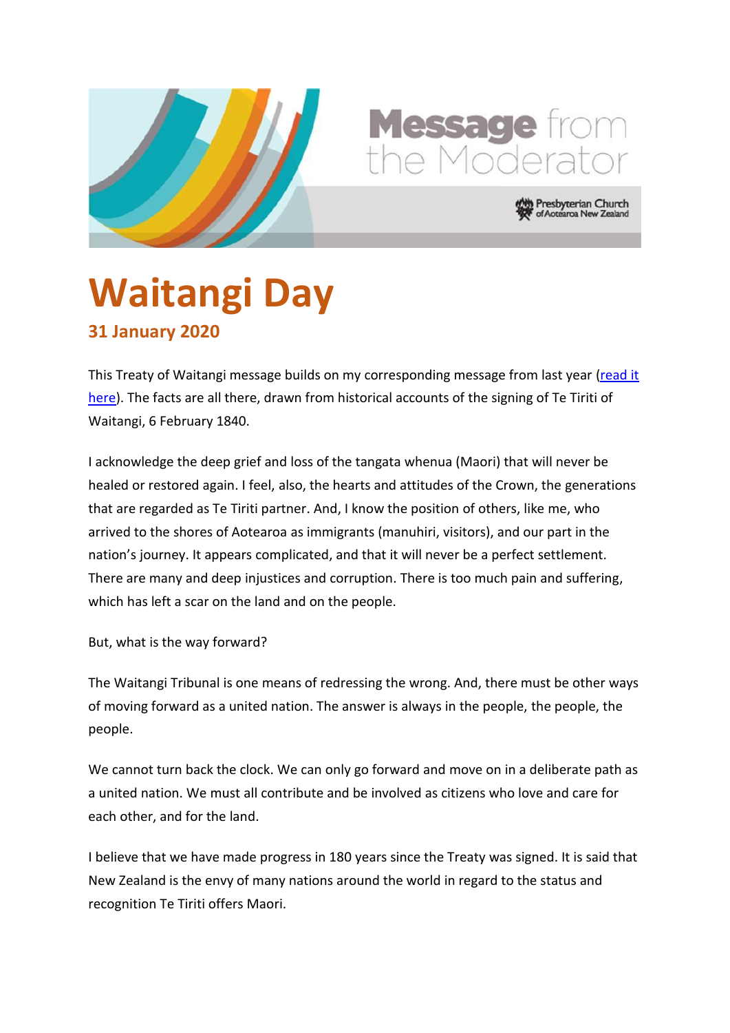Message from the Moderator

Presbyterian Church of Aotearoa New Zealand

# Waitangi Day

## 31 January 2020

This Treaty of Waitangi message builds on my corresponding message from last year ([read it here]()). The facts are all there, drawn from historical accounts of the signing of Te Tiriti of Waitangi, 6 February 1840.

I acknowledge the deep grief and loss of the tangata whenua (Maori) that will never be healed or restored again. I feel, also, the hearts and attitudes of the Crown, the generations that are regarded as Te Tiriti partner. And, I know the position of others, like me, who arrived to the shores of Aotearoa as immigrants (manuhiri, visitors), and our part in the nation's journey. It appears complicated, and that it will never be a perfect settlement. There are many and deep injustices and corruption. There is too much pain and suffering, which has left a scar on the land and on the people.

But, what is the way forward?

The Waitangi Tribunal is one means of redressing the wrong. And, there must be other ways of moving forward as a united nation. The answer is always in the people, the people, the people.

We cannot turn back the clock. We can only go forward and move on in a deliberate path as a united nation. We must all contribute and be involved as citizens who love and care for each other, and for the land.

I believe that we have made progress in 180 years since the Treaty was signed. It is said that New Zealand is the envy of many nations around the world in regard to the status and recognition Te Tiriti offers Maori.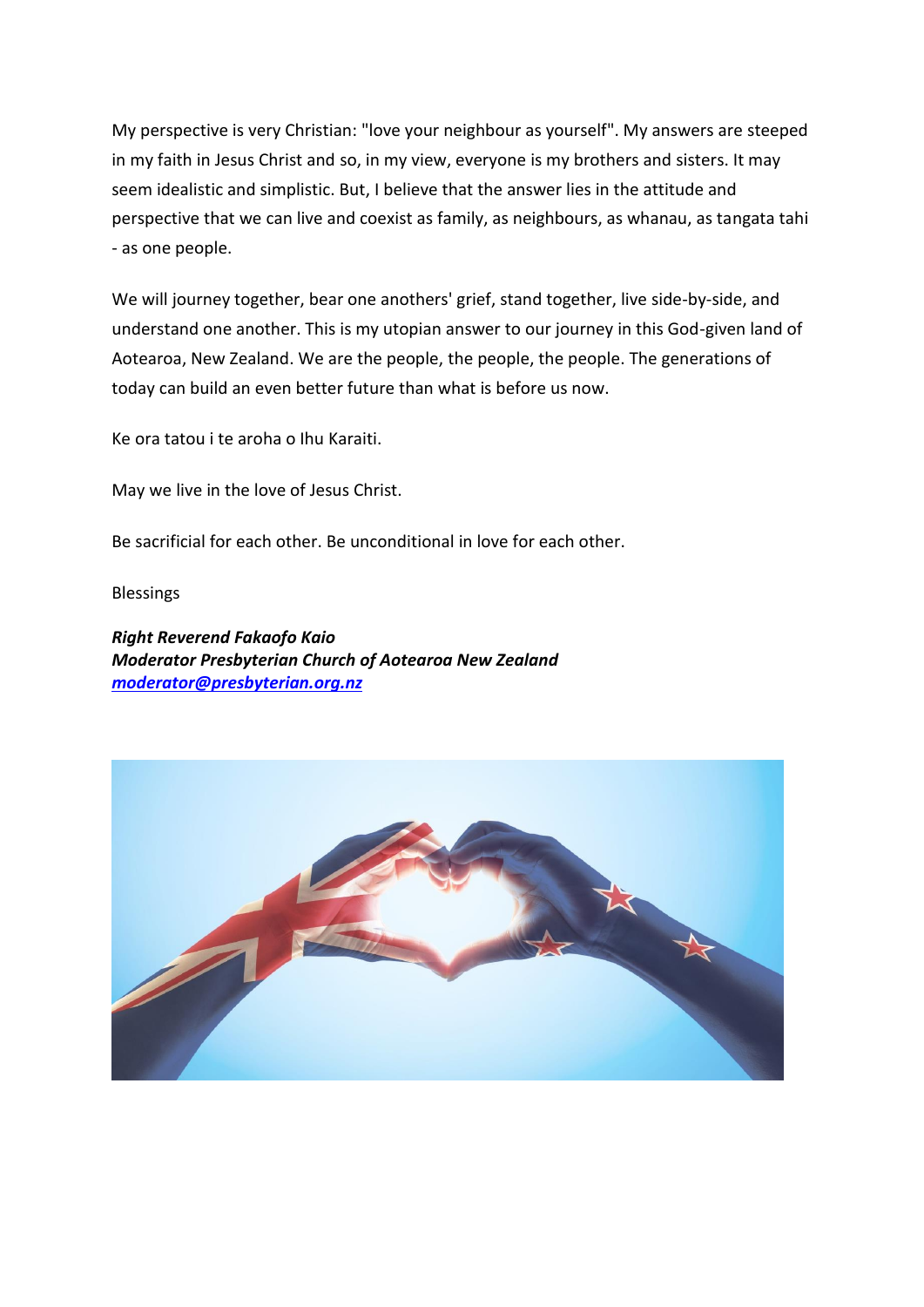My perspective is very Christian: "love your neighbour as yourself". My answers are steeped in my faith in Jesus Christ and so, in my view, everyone is my brothers and sisters. It may seem idealistic and simplistic. But, I believe that the answer lies in the attitude and perspective that we can live and coexist as family, as neighbours, as whanau, as tangata tahi - as one people.

We will journey together, bear one anothers' grief, stand together, live side-by-side, and understand one another. This is my utopian answer to our journey in this God-given land of Aotearoa, New Zealand. We are the people, the people, the people. The generations of today can build an even better future than what is before us now.

Ke ora tatou i te aroha o Ihu Karaiti.

May we live in the love of Jesus Christ.

Be sacrificial for each other. Be unconditional in love for each other.

Blessings

***Right Reverend Fakaofo Kaio***
***Moderator Presbyterian Church of Aotearoa New Zealand***
***moderator@presbyterian.org.nz***